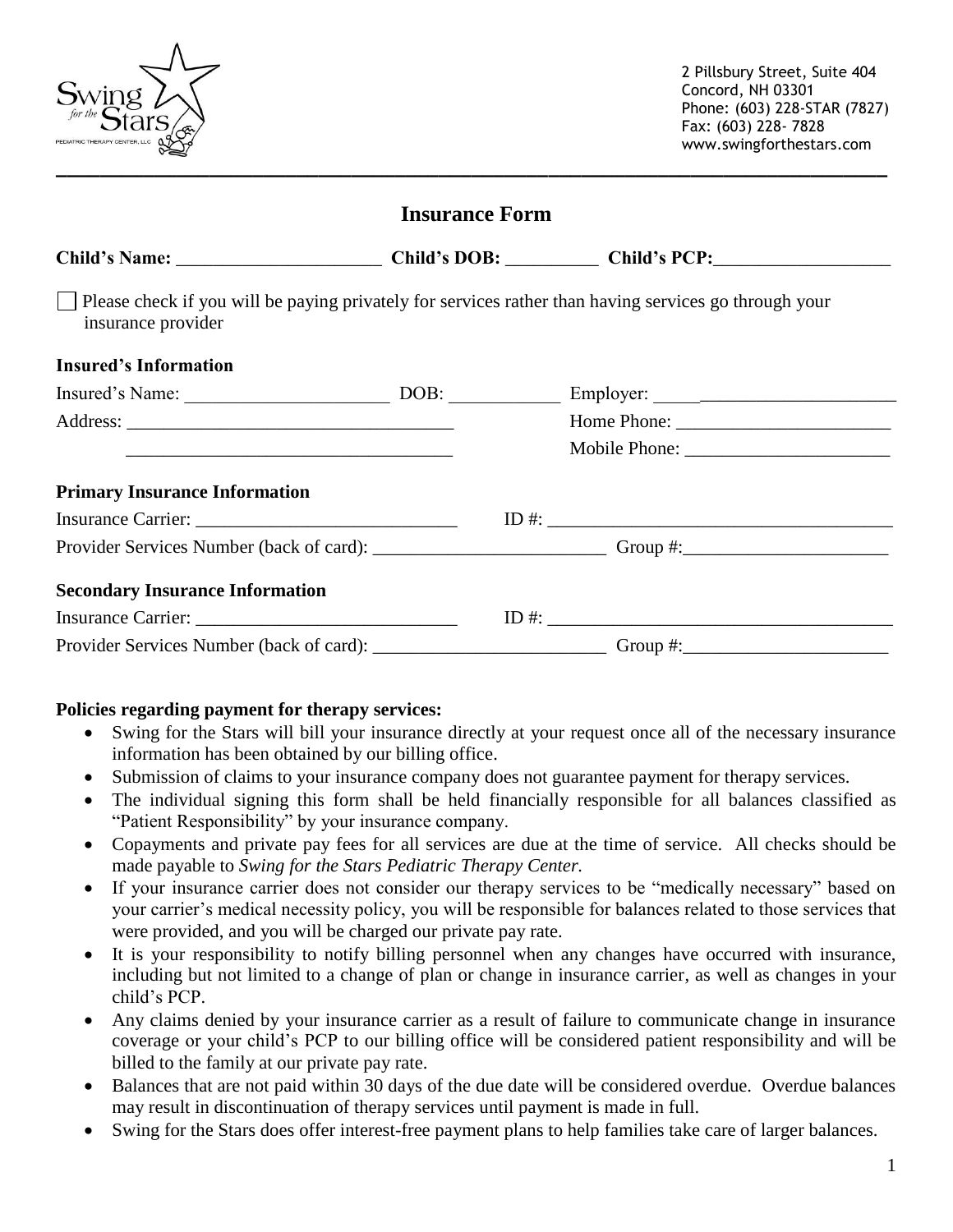2 Pillsbury Street, Suite 404
Concord, NH 03301
Phone: (603) 228-STAR (7827)
Fax: (603) 228- 7828
www.swingforthestars.com

# Insurance Form

**Child's Name:** ______________________ **Child's DOB:** __________ **Child's PCP:**___________________

☐ Please check if you will be paying privately for services rather than having services go through your insurance provider

**Insured's Information**

Insured's Name: ______________________ DOB: ____________ Employer: ___________________________

Address: ___________________________________ Home Phone: _______________________

___________________________________ Mobile Phone: ______________________

**Primary Insurance Information**

Insurance Carrier: ____________________________ ID #: ______________________________________

Provider Services Number (back of card): _________________________ Group #:______________________

**Secondary Insurance Information**

Insurance Carrier: ____________________________ ID #: ______________________________________

Provider Services Number (back of card): _________________________ Group #:______________________

**Policies regarding payment for therapy services:**

- Swing for the Stars will bill your insurance directly at your request once all of the necessary insurance information has been obtained by our billing office.
- Submission of claims to your insurance company does not guarantee payment for therapy services.
- The individual signing this form shall be held financially responsible for all balances classified as "Patient Responsibility" by your insurance company.
- Copayments and private pay fees for all services are due at the time of service. All checks should be made payable to *Swing for the Stars Pediatric Therapy Center.*
- If your insurance carrier does not consider our therapy services to be "medically necessary" based on your carrier's medical necessity policy, you will be responsible for balances related to those services that were provided, and you will be charged our private pay rate.
- It is your responsibility to notify billing personnel when any changes have occurred with insurance, including but not limited to a change of plan or change in insurance carrier, as well as changes in your child's PCP.
- Any claims denied by your insurance carrier as a result of failure to communicate change in insurance coverage or your child's PCP to our billing office will be considered patient responsibility and will be billed to the family at our private pay rate.
- Balances that are not paid within 30 days of the due date will be considered overdue. Overdue balances may result in discontinuation of therapy services until payment is made in full.
- Swing for the Stars does offer interest-free payment plans to help families take care of larger balances.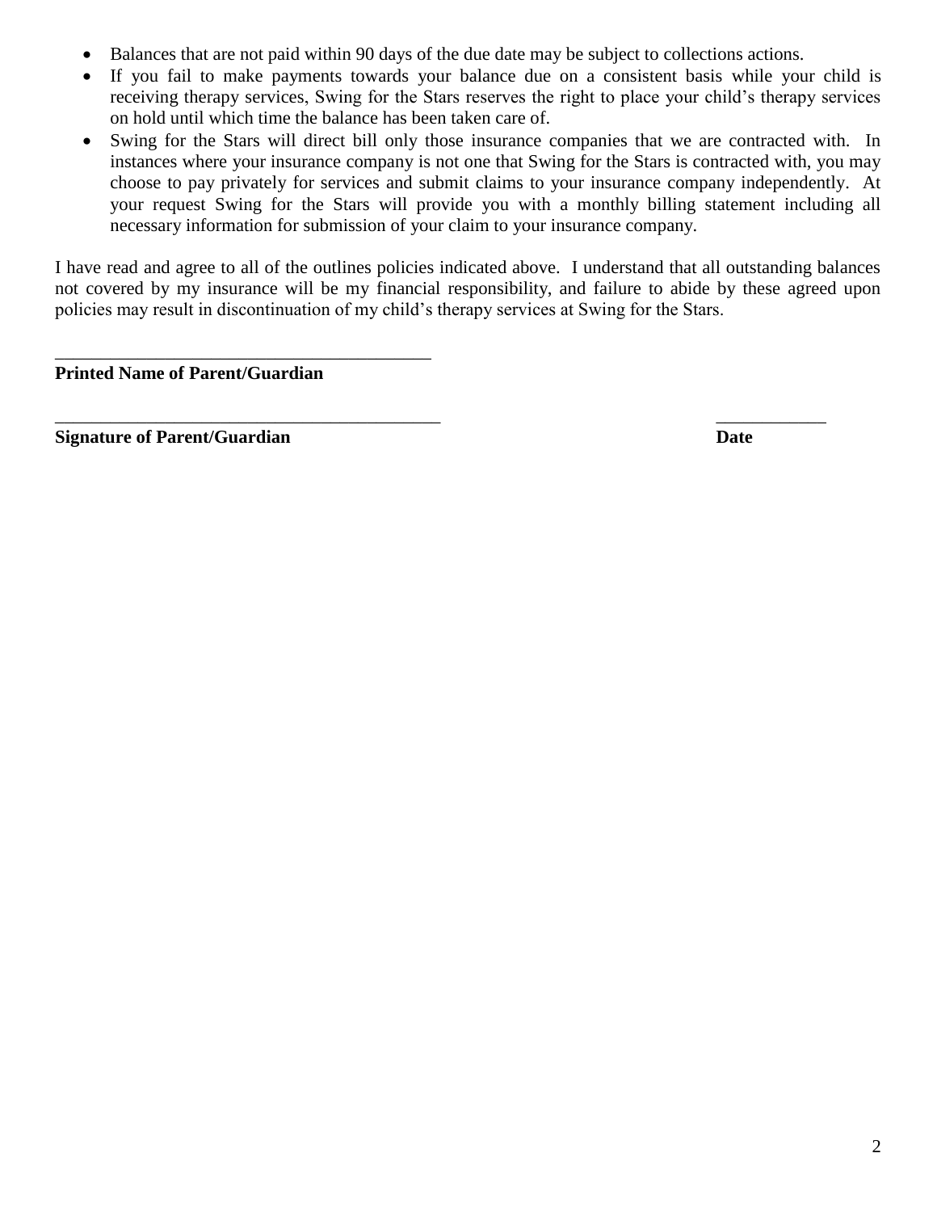- Balances that are not paid within 90 days of the due date may be subject to collections actions.
- If you fail to make payments towards your balance due on a consistent basis while your child is receiving therapy services, Swing for the Stars reserves the right to place your child's therapy services on hold until which time the balance has been taken care of.
- Swing for the Stars will direct bill only those insurance companies that we are contracted with. In instances where your insurance company is not one that Swing for the Stars is contracted with, you may choose to pay privately for services and submit claims to your insurance company independently. At your request Swing for the Stars will provide you with a monthly billing statement including all necessary information for submission of your claim to your insurance company.

I have read and agree to all of the outlines policies indicated above. I understand that all outstanding balances not covered by my insurance will be my financial responsibility, and failure to abide by these agreed upon policies may result in discontinuation of my child's therapy services at Swing for the Stars.

\_\_\_\_\_\_\_\_\_\_\_\_\_\_\_\_\_\_\_\_\_\_\_\_\_\_\_\_\_\_\_\_\_\_\_\_\_\_\_\_\_\_

**Printed Name of Parent/Guardian**

\_\_\_\_\_\_\_\_\_\_\_\_\_\_\_\_\_\_\_\_\_\_\_\_\_\_\_\_\_\_\_\_\_\_\_\_\_\_\_\_\_\_ \_\_\_\_\_\_\_\_\_\_\_\_

**Signature of Parent/Guardian** **Date**